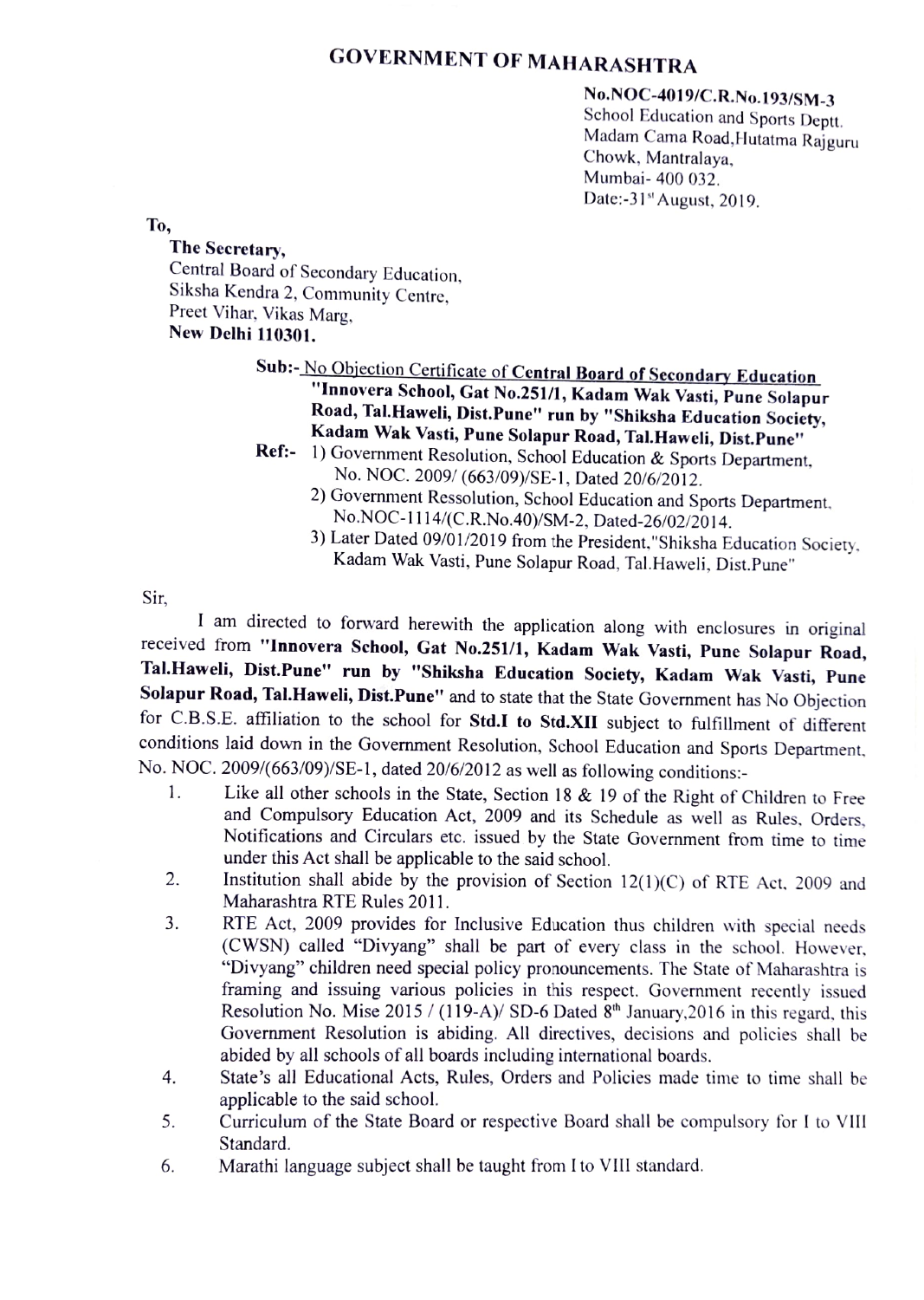# GOVERNMENT OF MAHARASHTRA

**No.NOC-4019/C.R.No.193/SM-3**
School Education and Sports Deptt.
Madam Cama Road,Hutatma Rajguru
Chowk, Mantralaya,
Mumbai- 400 032.
Date:-31st August, 2019.

**To,**

**The Secretary,**
Central Board of Secondary Education,
Siksha Kendra 2, Community Centre,
Preet Vihar, Vikas Marg,
**New Delhi 110301.**

**Sub:-** No Objection Certificate of **Central Board of Secondary Education "Innovera School, Gat No.251/1, Kadam Wak Vasti, Pune Solapur Road, Tal.Haweli, Dist.Pune" run by "Shiksha Education Society, Kadam Wak Vasti, Pune Solapur Road, Tal.Haweli, Dist.Pune"**

**Ref:-**
1) Government Resolution, School Education & Sports Department, No. NOC. 2009/ (663/09)/SE-1, Dated 20/6/2012.
2) Government Ressolution, School Education and Sports Department, No.NOC-1114/(C.R.No.40)/SM-2, Dated-26/02/2014.
3) Later Dated 09/01/2019 from the President,"Shiksha Education Society, Kadam Wak Vasti, Pune Solapur Road, Tal.Haweli, Dist.Pune"

Sir,

I am directed to forward herewith the application along with enclosures in original received from **"Innovera School, Gat No.251/1, Kadam Wak Vasti, Pune Solapur Road, Tal.Haweli, Dist.Pune" run by "Shiksha Education Society, Kadam Wak Vasti, Pune Solapur Road, Tal.Haweli, Dist.Pune"** and to state that the State Government has No Objection for C.B.S.E. affiliation to the school for **Std.I to Std.XII** subject to fulfillment of different conditions laid down in the Government Resolution, School Education and Sports Department, No. NOC. 2009/(663/09)/SE-1, dated 20/6/2012 as well as following conditions:-

1. Like all other schools in the State, Section 18 & 19 of the Right of Children to Free and Compulsory Education Act, 2009 and its Schedule as well as Rules, Orders, Notifications and Circulars etc. issued by the State Government from time to time under this Act shall be applicable to the said school.
2. Institution shall abide by the provision of Section 12(1)(C) of RTE Act, 2009 and Maharashtra RTE Rules 2011.
3. RTE Act, 2009 provides for Inclusive Education thus children with special needs (CWSN) called "Divyang" shall be part of every class in the school. However, "Divyang" children need special policy pronouncements. The State of Maharashtra is framing and issuing various policies in this respect. Government recently issued Resolution No. Mise 2015 / (119-A)/ SD-6 Dated 8th January,2016 in this regard, this Government Resolution is abiding. All directives, decisions and policies shall be abided by all schools of all boards including international boards.
4. State's all Educational Acts, Rules, Orders and Policies made time to time shall be applicable to the said school.
5. Curriculum of the State Board or respective Board shall be compulsory for I to VIII Standard.
6. Marathi language subject shall be taught from I to VIII standard.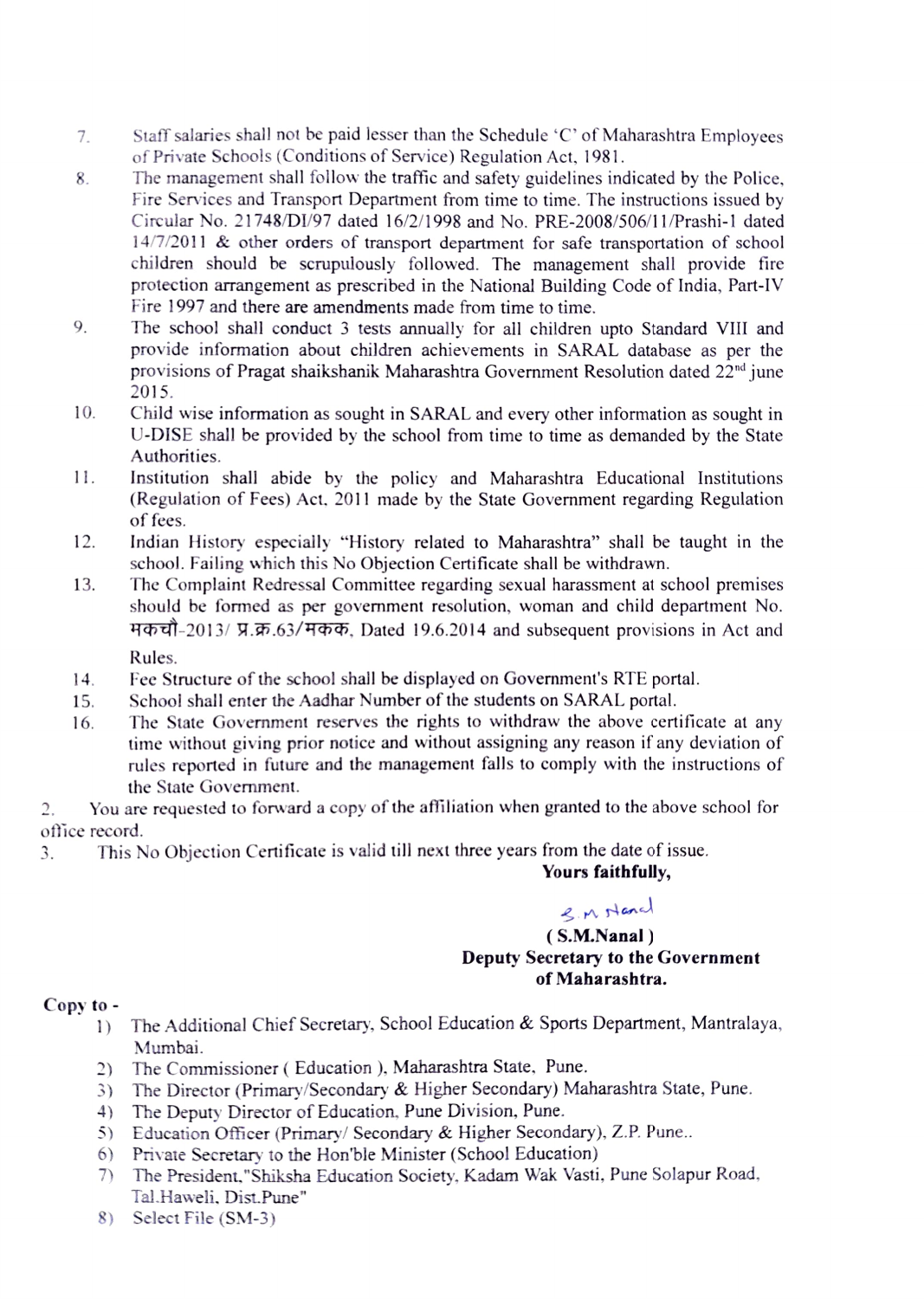7. Staff salaries shall not be paid lesser than the Schedule 'C' of Maharashtra Employees of Private Schools (Conditions of Service) Regulation Act, 1981.
8. The management shall follow the traffic and safety guidelines indicated by the Police, Fire Services and Transport Department from time to time. The instructions issued by Circular No. 21748/DI/97 dated 16/2/1998 and No. PRE-2008/506/11/Prashi-1 dated 14/7/2011 & other orders of transport department for safe transportation of school children should be scrupulously followed. The management shall provide fire protection arrangement as prescribed in the National Building Code of India, Part-IV Fire 1997 and there are amendments made from time to time.
9. The school shall conduct 3 tests annually for all children upto Standard VIII and provide information about children achievements in SARAL database as per the provisions of Pragat shaikshanik Maharashtra Government Resolution dated 22nd june 2015.
10. Child wise information as sought in SARAL and every other information as sought in U-DISE shall be provided by the school from time to time as demanded by the State Authorities.
11. Institution shall abide by the policy and Maharashtra Educational Institutions (Regulation of Fees) Act, 2011 made by the State Government regarding Regulation of fees.
12. Indian History especially "History related to Maharashtra" shall be taught in the school. Failing which this No Objection Certificate shall be withdrawn.
13. The Complaint Redressal Committee regarding sexual harassment at school premises should be formed as per government resolution, woman and child department No. मकचौ-2013/ प्र.क्र.63/मकक, Dated 19.6.2014 and subsequent provisions in Act and Rules.
14. Fee Structure of the school shall be displayed on Government's RTE portal.
15. School shall enter the Aadhar Number of the students on SARAL portal.
16. The State Government reserves the rights to withdraw the above certificate at any time without giving prior notice and without assigning any reason if any deviation of rules reported in future and the management falls to comply with the instructions of the State Government.

2. You are requested to forward a copy of the affiliation when granted to the above school for office record.

3. This No Objection Certificate is valid till next three years from the date of issue.

**Yours faithfully,**

S.M.Nanal

**( S.M.Nanal )**
**Deputy Secretary to the Government of Maharashtra.**

**Copy to -**

1) The Additional Chief Secretary, School Education & Sports Department, Mantralaya, Mumbai.
2) The Commissioner ( Education ), Maharashtra State, Pune.
3) The Director (Primary/Secondary & Higher Secondary) Maharashtra State, Pune.
4) The Deputy Director of Education, Pune Division, Pune.
5) Education Officer (Primary/ Secondary & Higher Secondary), Z.P. Pune..
6) Private Secretary to the Hon'ble Minister (School Education)
7) The President,"Shiksha Education Society, Kadam Wak Vasti, Pune Solapur Road, Tal.Haweli, Dist.Pune"
8) Select File (SM-3)